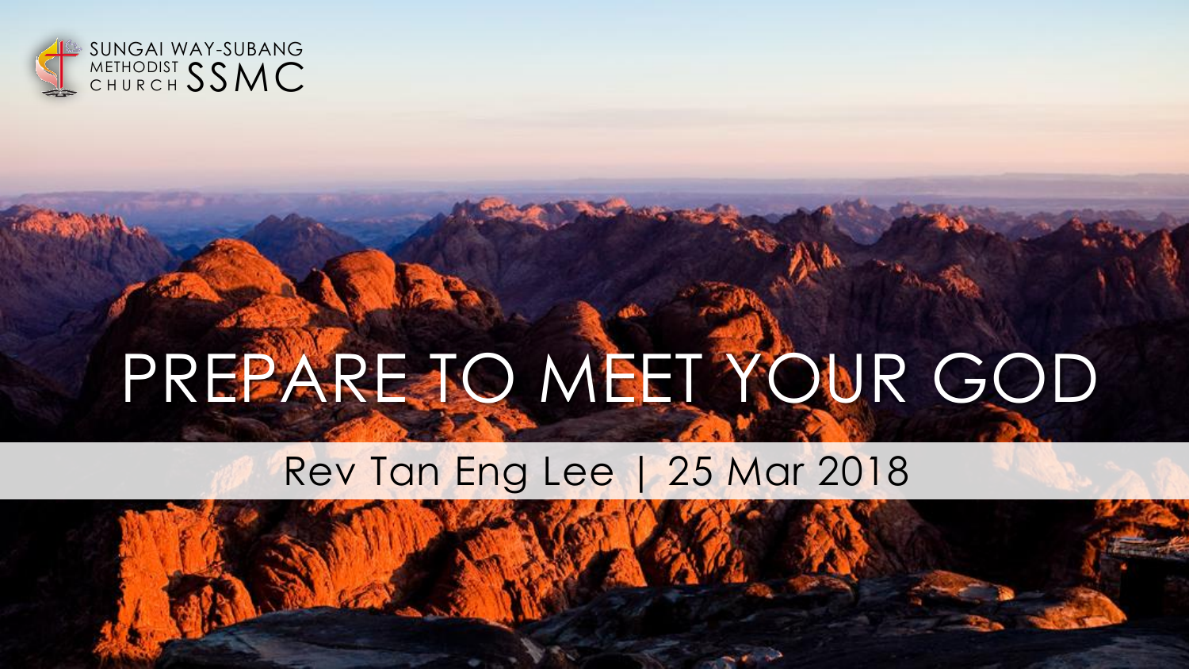SUNGAI WAY-SUBANG METHODIST CHURCH SSMC

# PREPARE TO MEET YOUR GOD

Rev Tan Eng Lee | 25 Mar 2018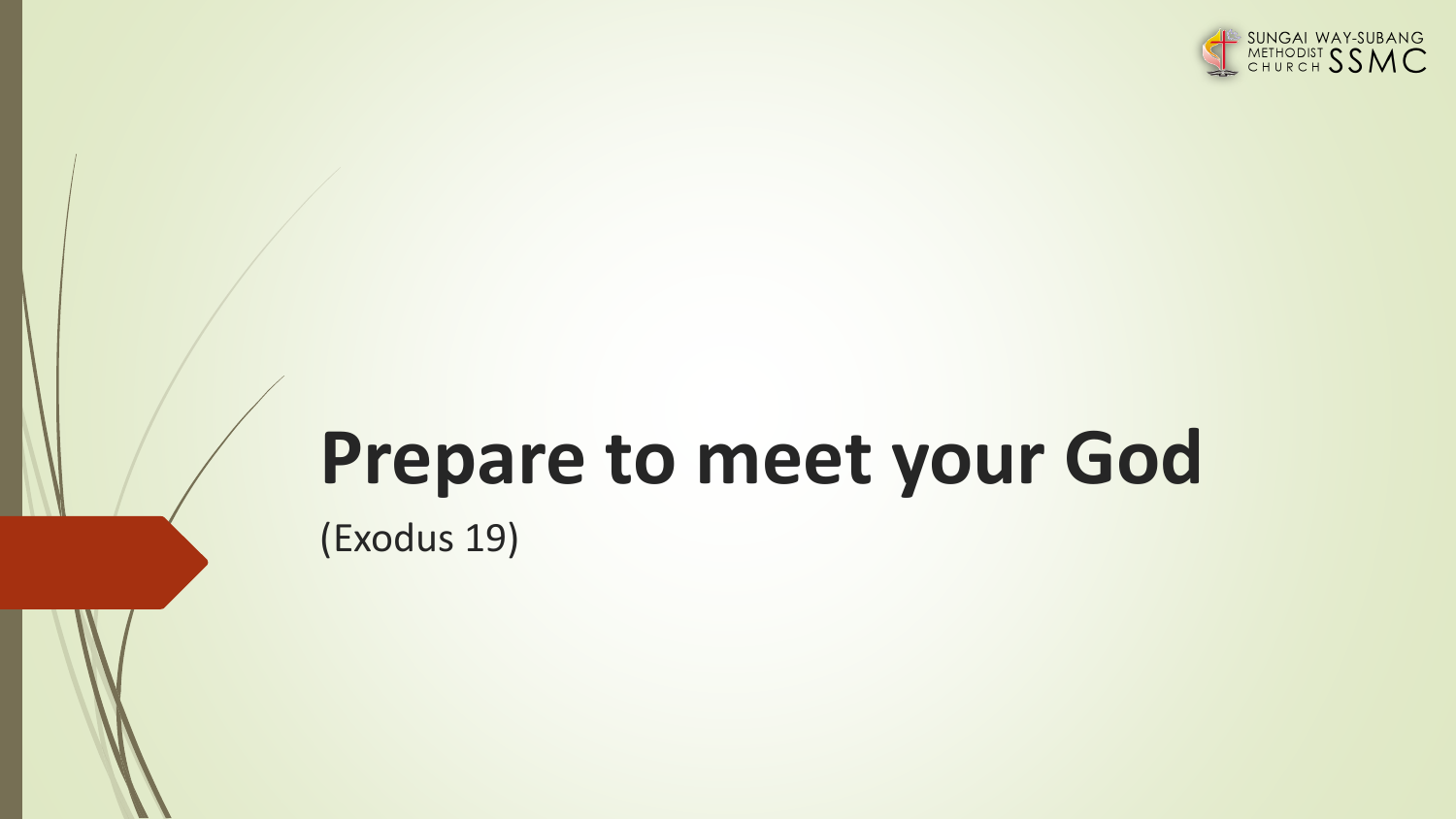# Prepare to meet your God

(Exodus 19)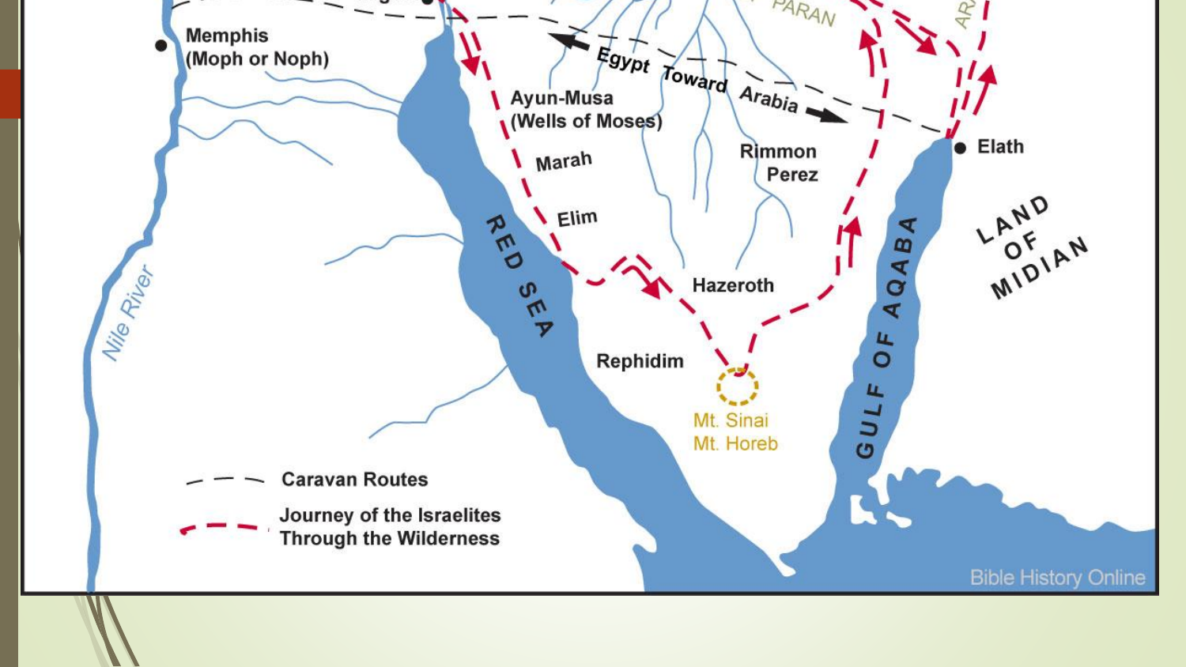Memphis
(Moph or Noph)

PARAN

Egypt Toward Arabia

Ayun-Musa
(Wells of Moses)

Marah

Rimmon
Perez

Elath

Elim

RED SEA

Hazeroth

LAND OF MIDIAN

Rephidim

GULF OF AQABA

Mt. Sinai
Mt. Horeb

Nile River

Caravan Routes

Journey of the Israelites Through the Wilderness

Bible History Online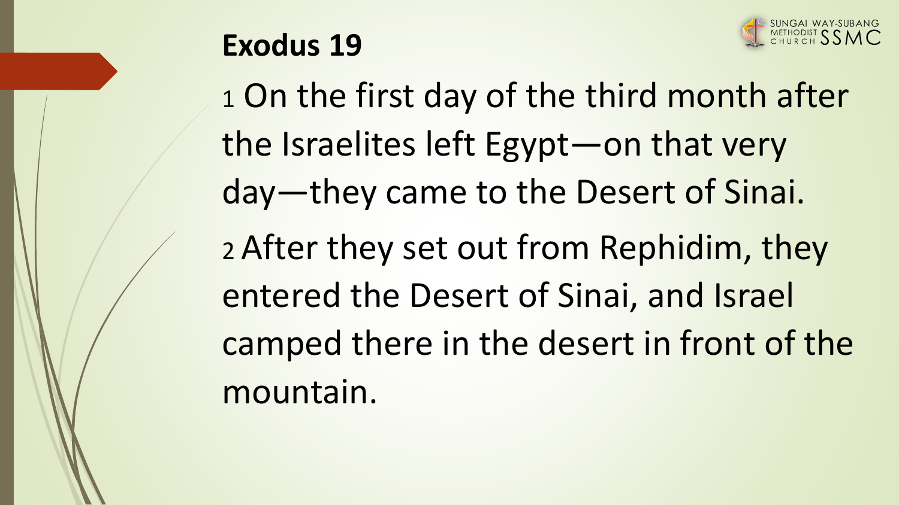# Exodus 19

1 On the first day of the third month after the Israelites left Egypt—on that very day—they came to the Desert of Sinai.

2 After they set out from Rephidim, they entered the Desert of Sinai, and Israel camped there in the desert in front of the mountain.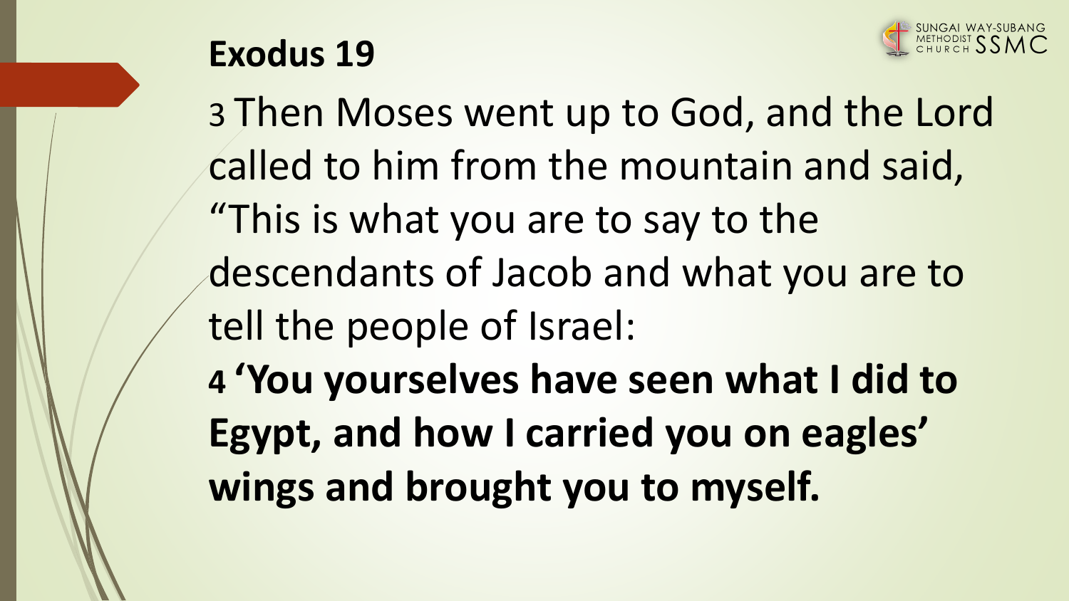# Exodus 19

3 Then Moses went up to God, and the Lord called to him from the mountain and said, "This is what you are to say to the descendants of Jacob and what you are to tell the people of Israel:

**4 'You yourselves have seen what I did to Egypt, and how I carried you on eagles' wings and brought you to myself.**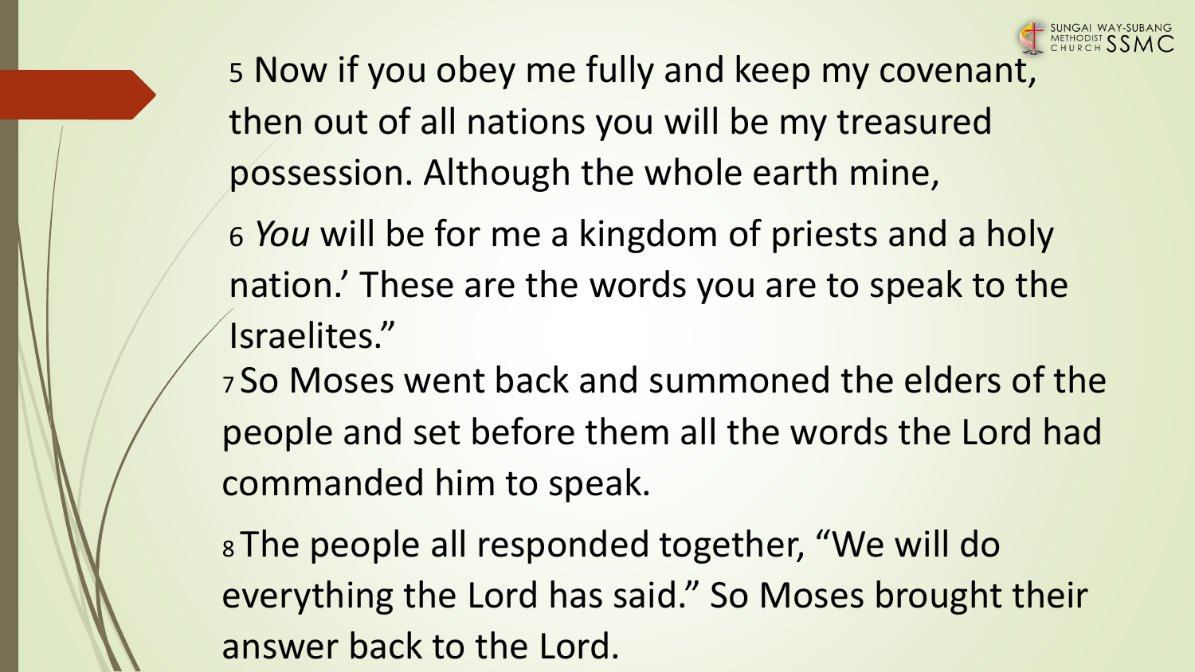5 Now if you obey me fully and keep my covenant, then out of all nations you will be my treasured possession. Although the whole earth mine,

6 *You* will be for me a kingdom of priests and a holy nation.’ These are the words you are to speak to the Israelites.”

7 So Moses went back and summoned the elders of the people and set before them all the words the Lord had commanded him to speak.

8 The people all responded together, “We will do everything the Lord has said.” So Moses brought their answer back to the Lord.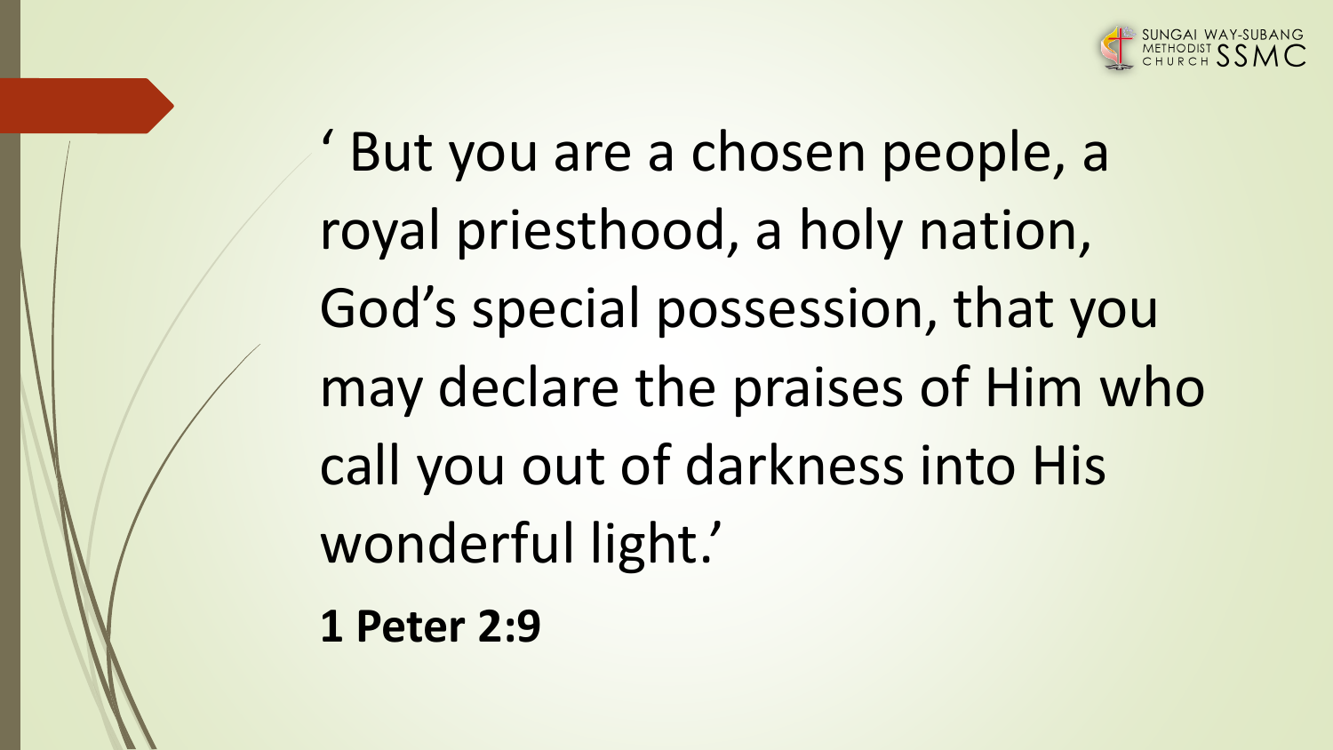' But you are a chosen people, a royal priesthood, a holy nation, God's special possession, that you may declare the praises of Him who call you out of darkness into His wonderful light.'

**1 Peter 2:9**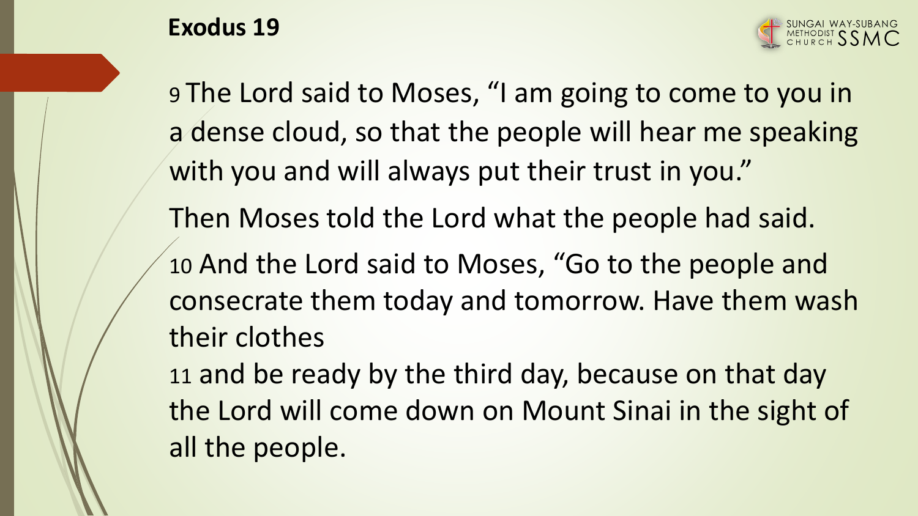# Exodus 19

9 The Lord said to Moses, “I am going to come to you in a dense cloud, so that the people will hear me speaking with you and will always put their trust in you.”

Then Moses told the Lord what the people had said.

10 And the Lord said to Moses, “Go to the people and consecrate them today and tomorrow. Have them wash their clothes

11 and be ready by the third day, because on that day the Lord will come down on Mount Sinai in the sight of all the people.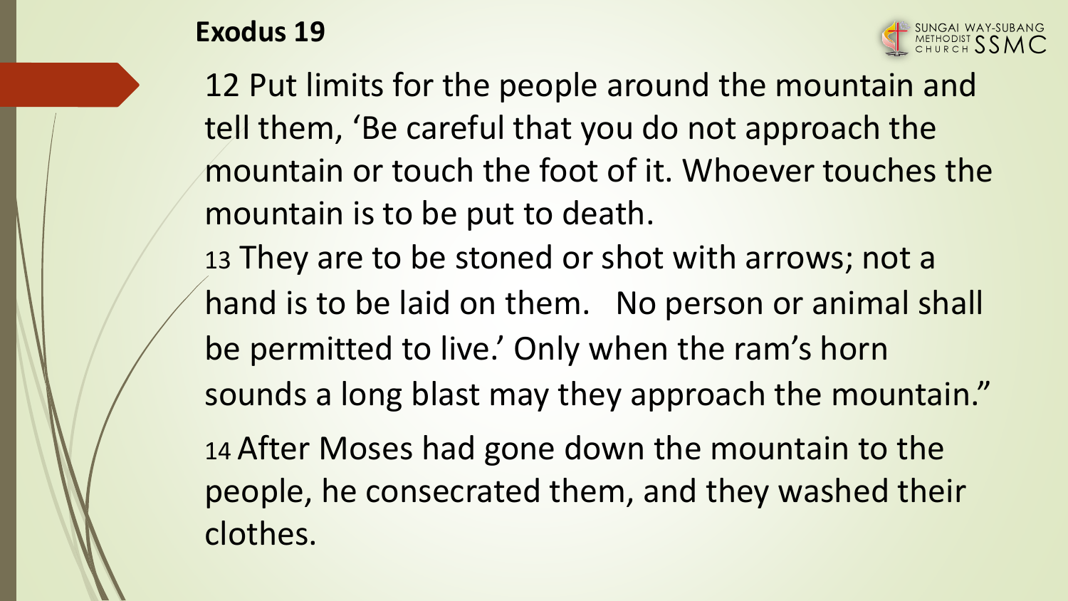## Exodus 19

12 Put limits for the people around the mountain and tell them, 'Be careful that you do not approach the mountain or touch the foot of it. Whoever touches the mountain is to be put to death.

13 They are to be stoned or shot with arrows; not a hand is to be laid on them. No person or animal shall be permitted to live.' Only when the ram's horn sounds a long blast may they approach the mountain."

14 After Moses had gone down the mountain to the people, he consecrated them, and they washed their clothes.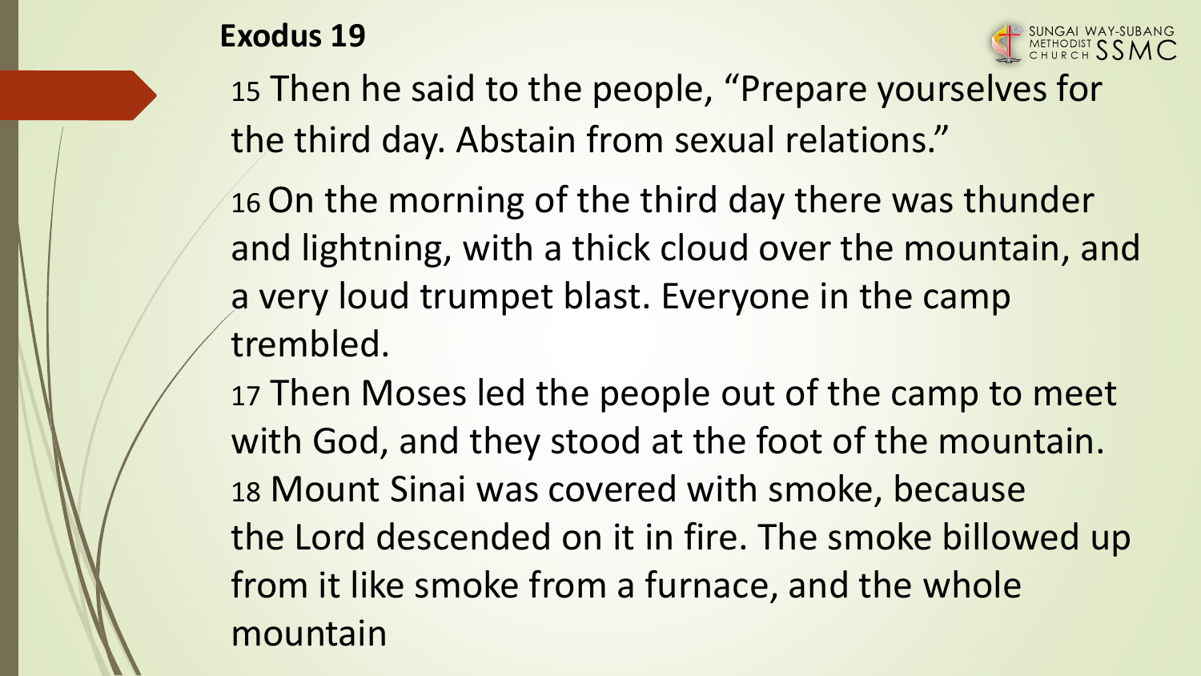**Exodus 19**

15 Then he said to the people, "Prepare yourselves for the third day. Abstain from sexual relations."

16 On the morning of the third day there was thunder and lightning, with a thick cloud over the mountain, and a very loud trumpet blast. Everyone in the camp trembled.

17 Then Moses led the people out of the camp to meet with God, and they stood at the foot of the mountain.
18 Mount Sinai was covered with smoke, because the Lord descended on it in fire. The smoke billowed up from it like smoke from a furnace, and the whole mountain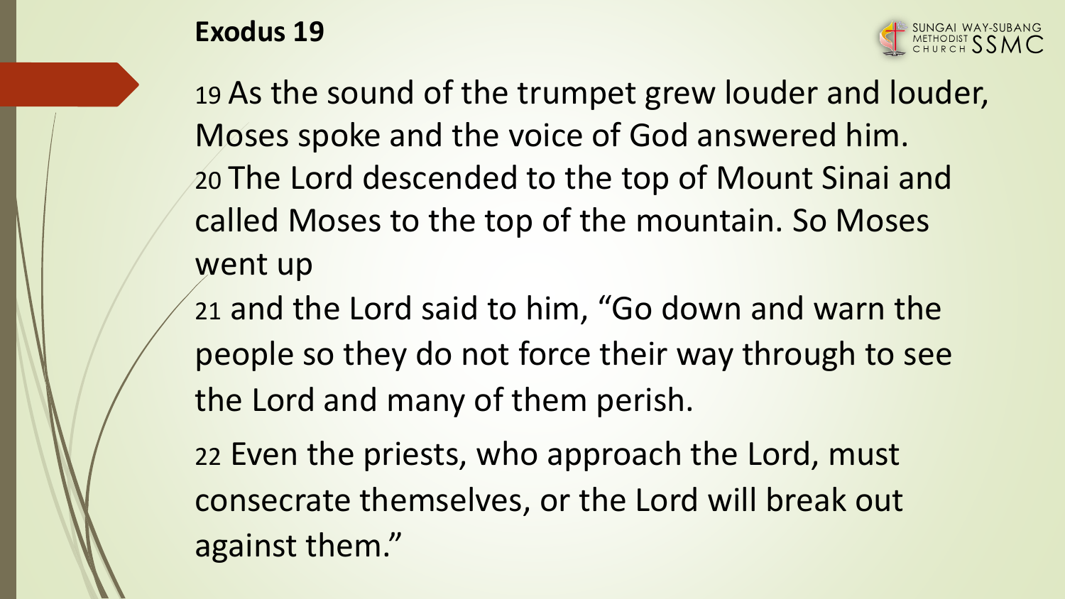# Exodus 19

19 As the sound of the trumpet grew louder and louder, Moses spoke and the voice of God answered him.
20 The Lord descended to the top of Mount Sinai and called Moses to the top of the mountain. So Moses went up
21 and the Lord said to him, “Go down and warn the people so they do not force their way through to see the Lord and many of them perish.

22 Even the priests, who approach the Lord, must consecrate themselves, or the Lord will break out against them.”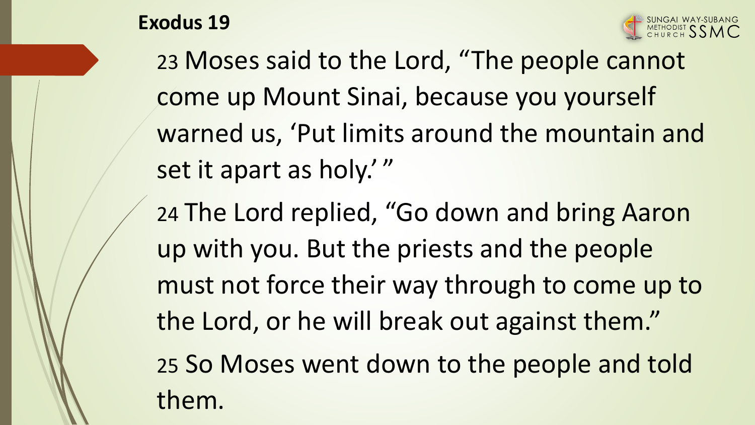**Exodus 19**

23 Moses said to the Lord, “The people cannot come up Mount Sinai, because you yourself warned us, ‘Put limits around the mountain and set it apart as holy.’ ”

24 The Lord replied, “Go down and bring Aaron up with you. But the priests and the people must not force their way through to come up to the Lord, or he will break out against them.”

25 So Moses went down to the people and told them.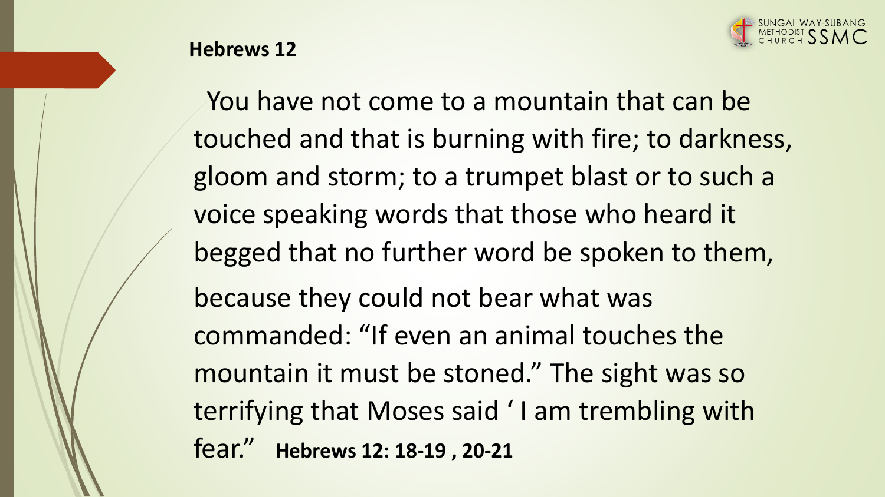**Hebrews 12**

You have not come to a mountain that can be touched and that is burning with fire; to darkness, gloom and storm; to a trumpet blast or to such a voice speaking words that those who heard it begged that no further word be spoken to them,

because they could not bear what was commanded: "If even an animal touches the mountain it must be stoned." The sight was so terrifying that Moses said ' I am trembling with fear." **Hebrews 12: 18-19 , 20-21**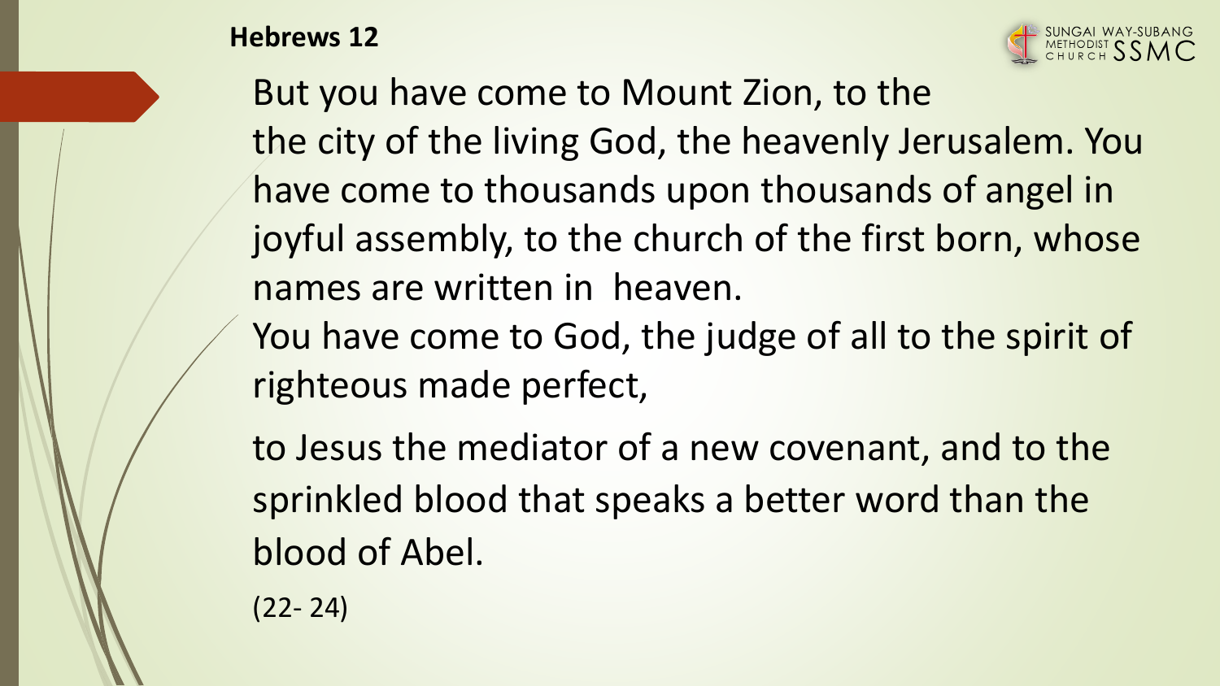## Hebrews 12

But you have come to Mount Zion, to the the city of the living God, the heavenly Jerusalem. You have come to thousands upon thousands of angel in joyful assembly, to the church of the first born, whose names are written in heaven.
You have come to God, the judge of all to the spirit of righteous made perfect,

to Jesus the mediator of a new covenant, and to the sprinkled blood that speaks a better word than the blood of Abel.

(22- 24)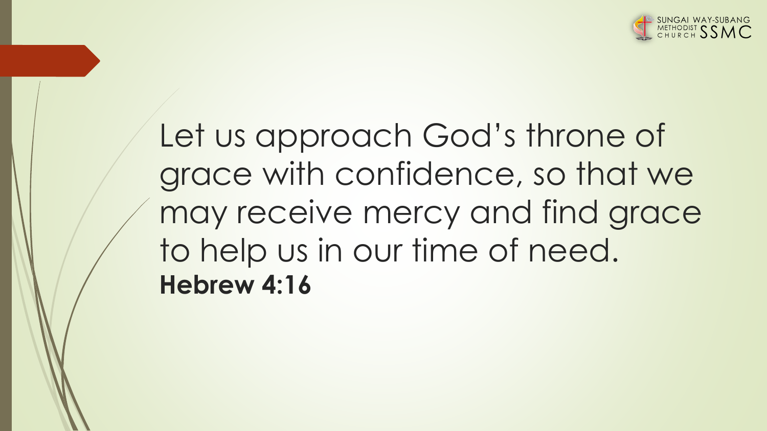Let us approach God's throne of grace with confidence, so that we may receive mercy and find grace to help us in our time of need.

**Hebrew 4:16**